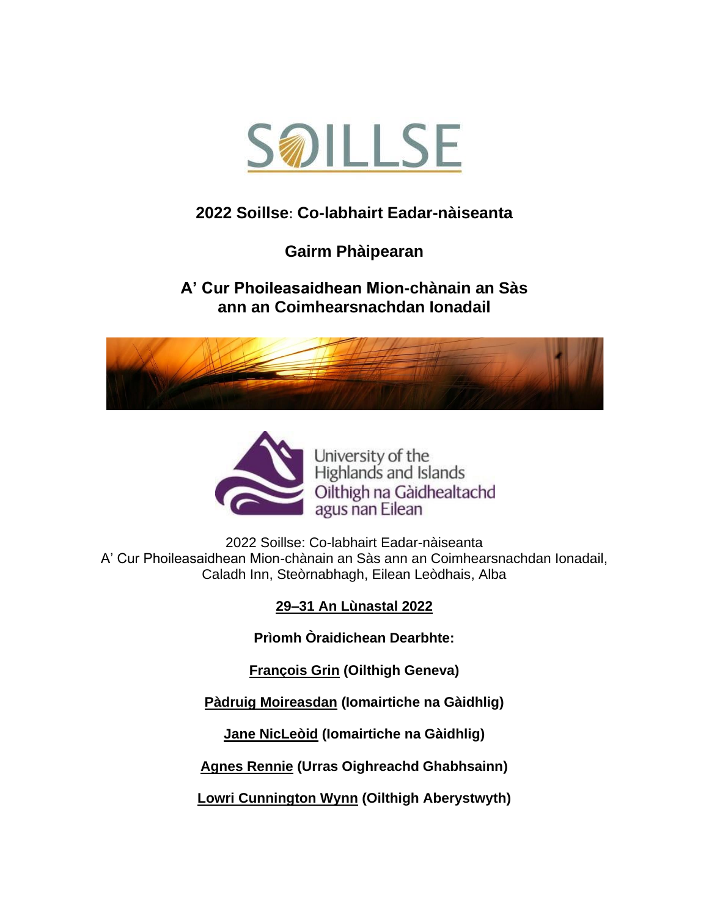# SOILLSE

## 2022 Soillse: Co-labhairt Eadar-nàiseanta

## Gairm Phàipearan

## A' Cur Phoileasaidhean Mion-chànain an Sàs ann an Coimhearsnachdan Ionadail

University of the Highlands and Islands
Oilthigh na Gàidhealtachd agus nan Eilean

2022 Soillse: Co-labhairt Eadar-nàiseanta
A' Cur Phoileasaidhean Mion-chànain an Sàs ann an Coimhearsnachdan Ionadail,
Caladh Inn, Steòrnabhagh, Eilean Leòdhais, Alba

**29–31 An Lùnastal 2022**

**Prìomh Òraidichean Dearbhte:**

**François Grin (Oilthigh Geneva)**

**Pàdruig Moireasdan (Iomairtiche na Gàidhlig)**

**Jane NicLeòid (Iomairtiche na Gàidhlig)**

**Agnes Rennie (Urras Oighreachd Ghabhsainn)**

**Lowri Cunnington Wynn (Oilthigh Aberystwyth)**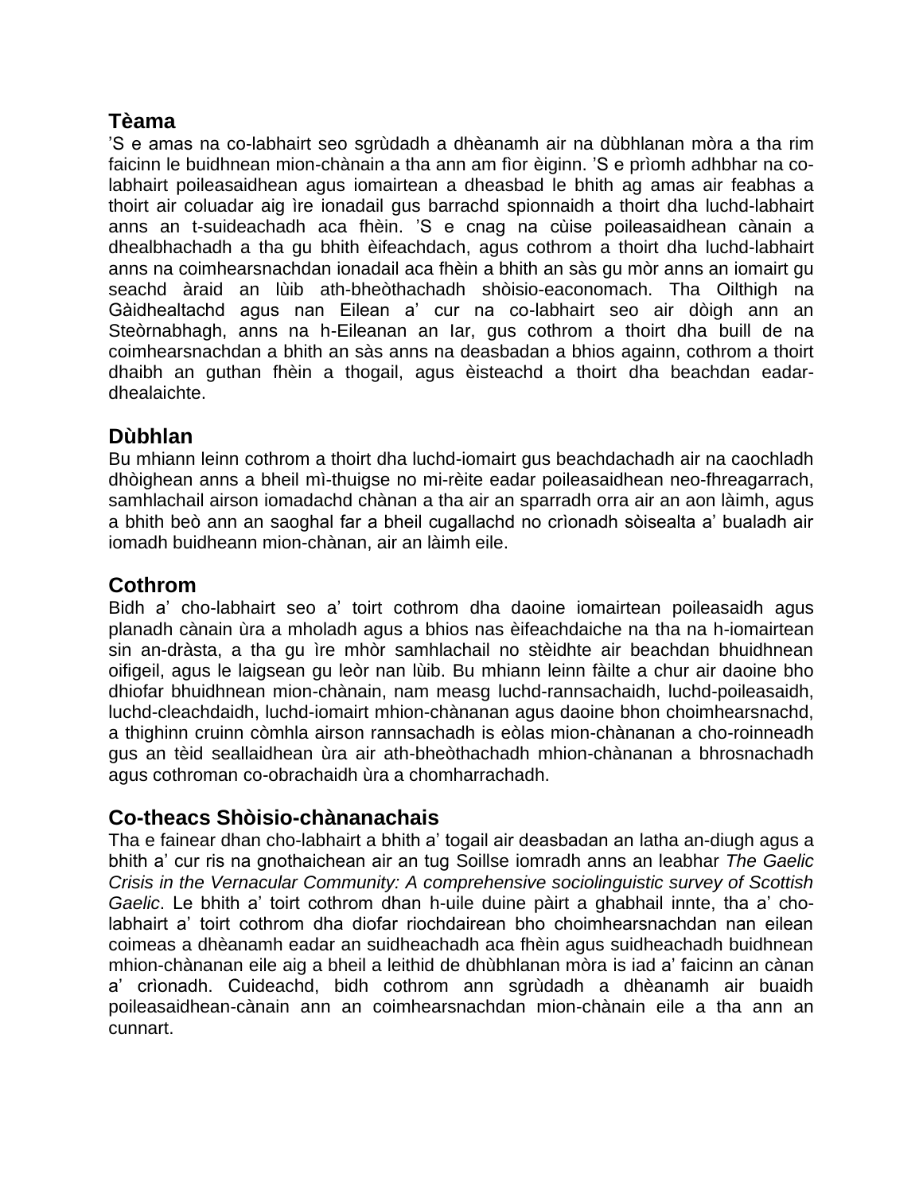## Tèama

’S e amas na co-labhairt seo sgrùdadh a dhèanamh air na dùbhlanan mòra a tha rim faicinn le buidhnean mion-chànain a tha ann am fìor èiginn. ’S e prìomh adhbhar na co-labhairt poileasaidhean agus iomairtean a dheasbad le bhith ag amas air feabhas a thoirt air coluadar aig ìre ionadail gus barrachd spionnaidh a thoirt dha luchd-labhairt anns an t-suideachadh aca fhèin. ’S e cnag na cùise poileasaidhean cànain a dhealbhachadh a tha gu bhith èifeachdach, agus cothrom a thoirt dha luchd-labhairt anns na coimhearsnachdan ionadail aca fhèin a bhith an sàs gu mòr anns an iomairt gu seachd àraid an lùib ath-bheòthachadh shòisio-eaconomach. Tha Oilthigh na Gàidhealtachd agus nan Eilean a’ cur na co-labhairt seo air dòigh ann an Steòrnabhagh, anns na h-Eileanan an Iar, gus cothrom a thoirt dha buill de na coimhearsnachdan a bhith an sàs anns na deasbadan a bhios againn, cothrom a thoirt dhaibh an guthan fhèin a thogail, agus èisteachd a thoirt dha beachdan eadar-dhealaichte.

## Dùbhlan

Bu mhiann leinn cothrom a thoirt dha luchd-iomairt gus beachdachadh air na caochladh dhòighean anns a bheil mì-thuigse no mi-rèite eadar poileasaidhean neo-fhreagarrach, samhlachail airson iomadachd chànan a tha air an sparradh orra air an aon làimh, agus a bhith beò ann an saoghal far a bheil cugallachd no crìonadh sòisealta a’ bualadh air iomadh buidheann mion-chànan, air an làimh eile.

## Cothrom

Bidh a’ cho-labhairt seo a’ toirt cothrom dha daoine iomairtean poileasaidh agus planadh cànain ùra a mholadh agus a bhios nas èifeachdaiche na tha na h-iomairtean sin an-dràsta, a tha gu ìre mhòr samhlachail no stèidhte air beachdan bhuidhnean oifigeil, agus le laigsean gu leòr nan lùib. Bu mhiann leinn fàilte a chur air daoine bho dhiofar bhuidhnean mion-chànain, nam measg luchd-rannsachaidh, luchd-poileasaidh, luchd-cleachdaidh, luchd-iomairt mhion-chànanan agus daoine bhon choimhearsnachd, a thighinn cruinn còmhla airson rannsachadh is eòlas mion-chànanan a cho-roinneadh gus an tèid seallaidhean ùra air ath-bheòthachadh mhion-chànanan a bhrosnachadh agus cothroman co-obrachaidh ùra a chomharrachadh.

## Co-theacs Shòisio-chànanachais

Tha e fainear dhan cho-labhairt a bhith a’ togail air deasbadan an latha an-diugh agus a bhith a’ cur ris na gnothaichean air an tug Soillse iomradh anns an leabhar *The Gaelic Crisis in the Vernacular Community: A comprehensive sociolinguistic survey of Scottish Gaelic*. Le bhith a’ toirt cothrom dhan h-uile duine pàirt a ghabhail innte, tha a’ cho-labhairt a’ toirt cothrom dha diofar riochdairean bho choimhearsnachdan nan eilean coimeas a dhèanamh eadar an suidheachadh aca fhèin agus suidheachadh buidhnean mhion-chànanan eile aig a bheil a leithid de dhùbhlanan mòra is iad a’ faicinn an cànan a’ crìonadh. Cuideachd, bidh cothrom ann sgrùdadh a dhèanamh air buaidh poileasaidhean-cànain ann an coimhearsnachdan mion-chànain eile a tha ann an cunnart.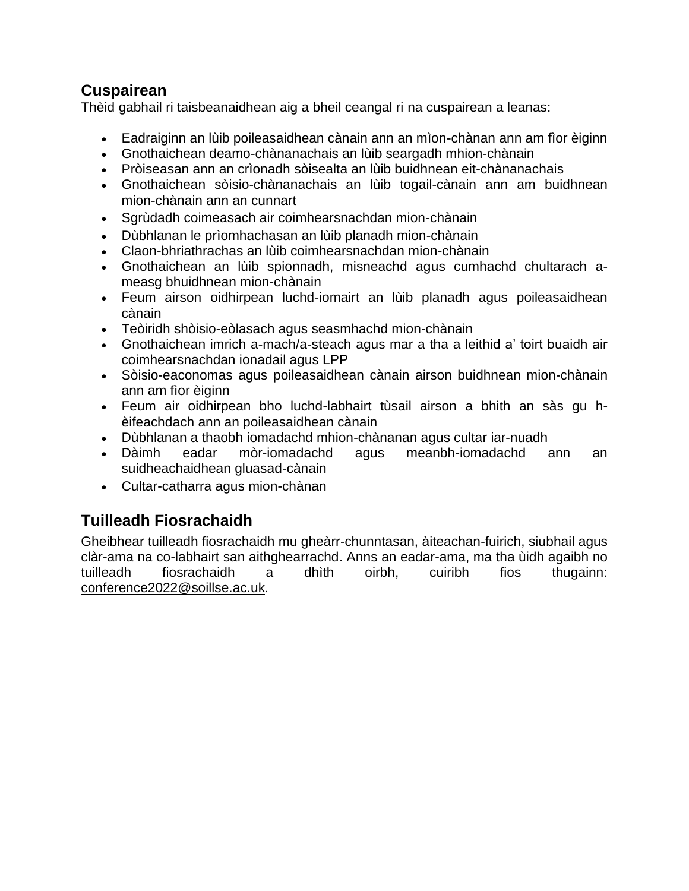## Cuspairean

Thèid gabhail ri taisbeanaidhean aig a bheil ceangal ri na cuspairean a leanas:

- Eadraiginn an lùib poileasaidhean cànain ann an mìon-chànan ann am fìor èiginn
- Gnothaichean deamo-chànanachais an lùib seargadh mhion-chànain
- Pròiseasan ann an crìonadh sòisealta an lùib buidhnean eit-chànanachais
- Gnothaichean sòisio-chànanachais an lùib togail-cànain ann am buidhnean mion-chànain ann an cunnart
- Sgrùdadh coimeasach air coimhearsnachdan mion-chànain
- Dùbhlanan le prìomhachasan an lùib planadh mion-chànain
- Claon-bhriathrachas an lùib coimhearsnachdan mion-chànain
- Gnothaichean an lùib spionnadh, misneachd agus cumhachd chultarach a-measg bhuidhnean mion-chànain
- Feum airson oidhirpean luchd-iomairt an lùib planadh agus poileasaidhean cànain
- Teòiridh shòisio-eòlasach agus seasmhachd mion-chànain
- Gnothaichean imrich a-mach/a-steach agus mar a tha a leithid a' toirt buaidh air coimhearsnachdan ionadail agus LPP
- Sòisio-eaconomas agus poileasaidhean cànain airson buidhnean mion-chànain ann am fìor èiginn
- Feum air oidhirpean bho luchd-labhairt tùsail airson a bhith an sàs gu h-èifeachdach ann an poileasaidhean cànain
- Dùbhlanan a thaobh iomadachd mhion-chànanan agus cultar iar-nuadh
- Dàimh eadar mòr-iomadachd agus meanbh-iomadachd ann an suidheachaidhean gluasad-cànain
- Cultar-catharra agus mion-chànan

## Tuilleadh Fiosrachaidh

Gheibhear tuilleadh fiosrachaidh mu gheàrr-chunntasan, àiteachan-fuirich, siubhail agus clàr-ama na co-labhairt san aithghearrachd. Anns an eadar-ama, ma tha ùidh agaibh no tuilleadh fiosrachaidh a dhìth oirbh, cuiribh fios thugainn: conference2022@soillse.ac.uk.